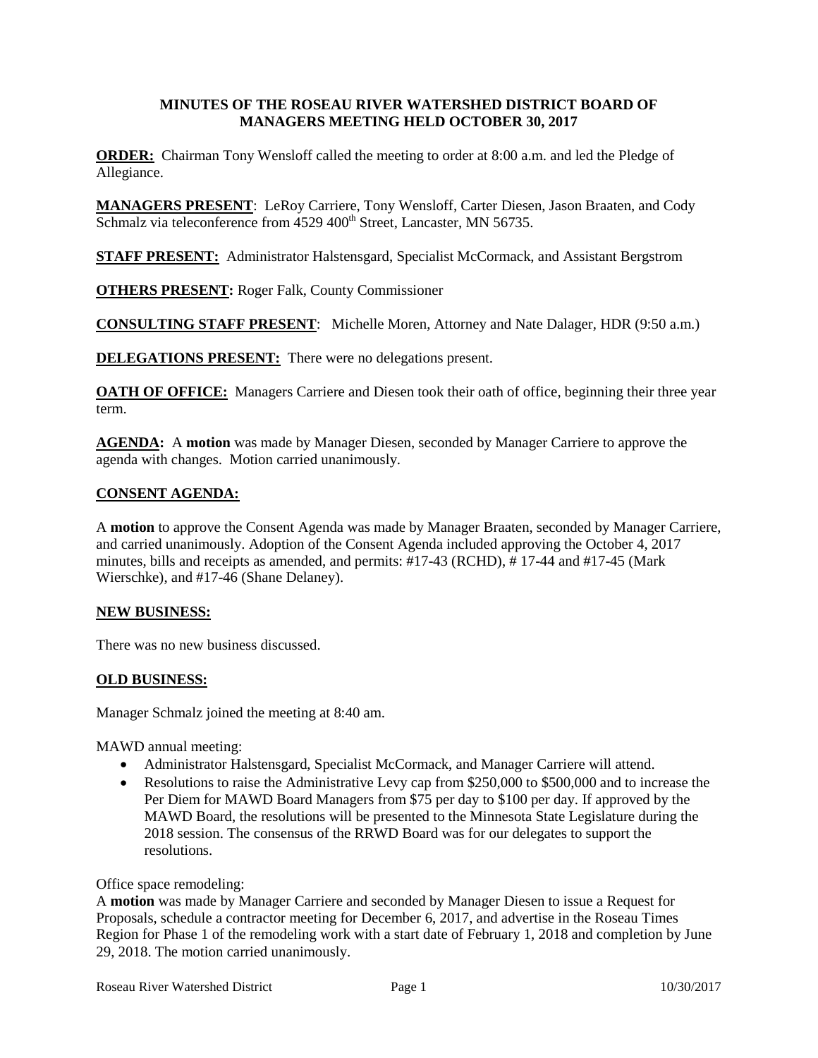# MINUTES OF THE ROSEAU RIVER WATERSHED DISTRICT BOARD OF MANAGERS MEETING HELD OCTOBER 30, 2017

**ORDER:** Chairman Tony Wensloff called the meeting to order at 8:00 a.m. and led the Pledge of Allegiance.

**MANAGERS PRESENT**: LeRoy Carriere, Tony Wensloff, Carter Diesen, Jason Braaten, and Cody Schmalz via teleconference from 4529 400th Street, Lancaster, MN 56735.

**STAFF PRESENT:** Administrator Halstensgard, Specialist McCormack, and Assistant Bergstrom

**OTHERS PRESENT:** Roger Falk, County Commissioner

**CONSULTING STAFF PRESENT**: Michelle Moren, Attorney and Nate Dalager, HDR (9:50 a.m.)

**DELEGATIONS PRESENT:** There were no delegations present.

**OATH OF OFFICE:** Managers Carriere and Diesen took their oath of office, beginning their three year term.

**AGENDA:** A **motion** was made by Manager Diesen, seconded by Manager Carriere to approve the agenda with changes. Motion carried unanimously.

## CONSENT AGENDA:

A **motion** to approve the Consent Agenda was made by Manager Braaten, seconded by Manager Carriere, and carried unanimously. Adoption of the Consent Agenda included approving the October 4, 2017 minutes, bills and receipts as amended, and permits: #17-43 (RCHD), # 17-44 and #17-45 (Mark Wierschke), and #17-46 (Shane Delaney).

## NEW BUSINESS:

There was no new business discussed.

## OLD BUSINESS:

Manager Schmalz joined the meeting at 8:40 am.

MAWD annual meeting:

- Administrator Halstensgard, Specialist McCormack, and Manager Carriere will attend.
- Resolutions to raise the Administrative Levy cap from $250,000 to $500,000 and to increase the Per Diem for MAWD Board Managers from $75 per day to $100 per day. If approved by the MAWD Board, the resolutions will be presented to the Minnesota State Legislature during the 2018 session. The consensus of the RRWD Board was for our delegates to support the resolutions.

Office space remodeling:
A **motion** was made by Manager Carriere and seconded by Manager Diesen to issue a Request for Proposals, schedule a contractor meeting for December 6, 2017, and advertise in the Roseau Times Region for Phase 1 of the remodeling work with a start date of February 1, 2018 and completion by June 29, 2018. The motion carried unanimously.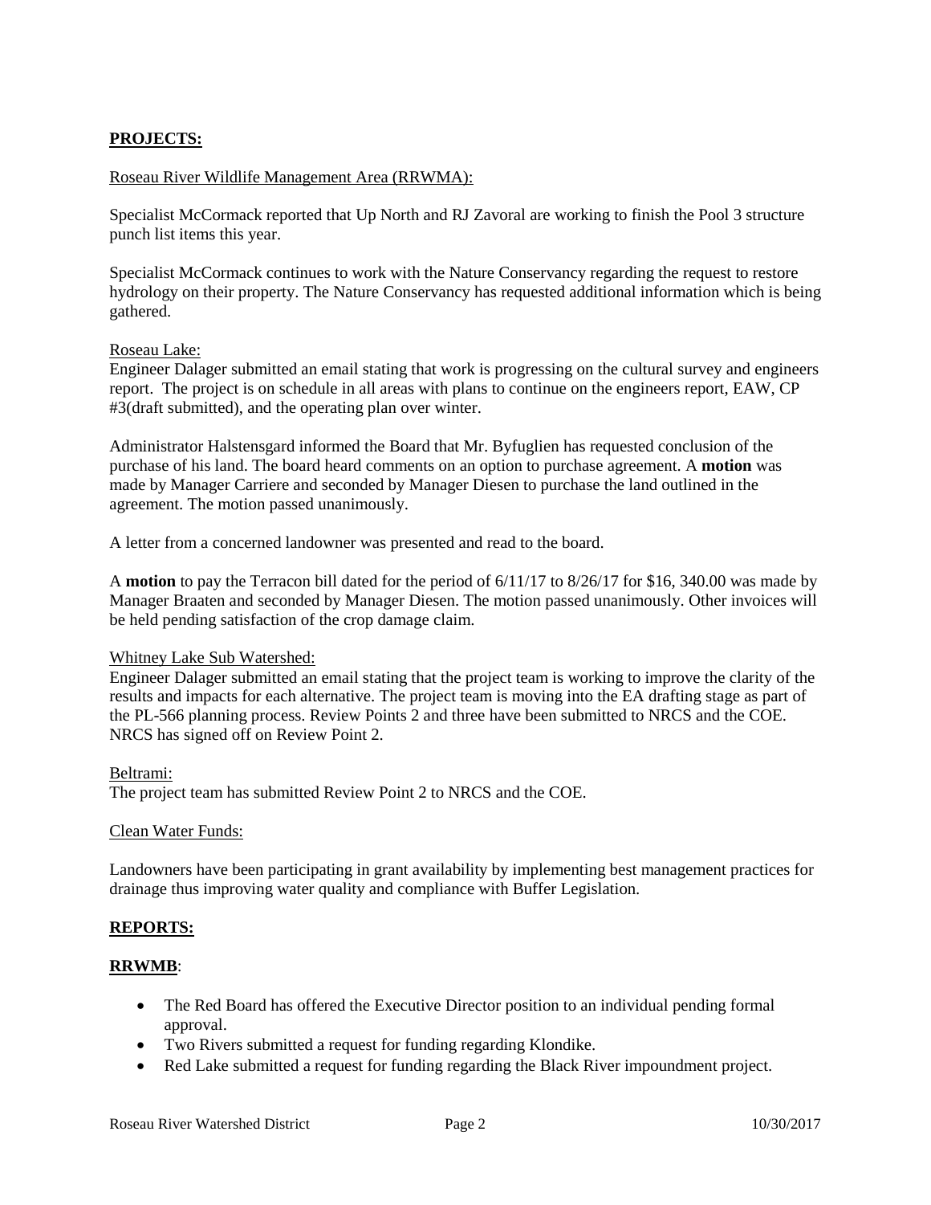**PROJECTS:**

Roseau River Wildlife Management Area (RRWMA):

Specialist McCormack reported that Up North and RJ Zavoral are working to finish the Pool 3 structure punch list items this year.

Specialist McCormack continues to work with the Nature Conservancy regarding the request to restore hydrology on their property. The Nature Conservancy has requested additional information which is being gathered.

Roseau Lake:

Engineer Dalager submitted an email stating that work is progressing on the cultural survey and engineers report. The project is on schedule in all areas with plans to continue on the engineers report, EAW, CP #3(draft submitted), and the operating plan over winter.

Administrator Halstensgard informed the Board that Mr. Byfuglien has requested conclusion of the purchase of his land. The board heard comments on an option to purchase agreement. A **motion** was made by Manager Carriere and seconded by Manager Diesen to purchase the land outlined in the agreement. The motion passed unanimously.

A letter from a concerned landowner was presented and read to the board.

A **motion** to pay the Terracon bill dated for the period of 6/11/17 to 8/26/17 for $16, 340.00 was made by Manager Braaten and seconded by Manager Diesen. The motion passed unanimously. Other invoices will be held pending satisfaction of the crop damage claim.

Whitney Lake Sub Watershed:

Engineer Dalager submitted an email stating that the project team is working to improve the clarity of the results and impacts for each alternative. The project team is moving into the EA drafting stage as part of the PL-566 planning process. Review Points 2 and three have been submitted to NRCS and the COE. NRCS has signed off on Review Point 2.

Beltrami:

The project team has submitted Review Point 2 to NRCS and the COE.

Clean Water Funds:

Landowners have been participating in grant availability by implementing best management practices for drainage thus improving water quality and compliance with Buffer Legislation.

**REPORTS:**

**RRWMB**:

- The Red Board has offered the Executive Director position to an individual pending formal approval.
- Two Rivers submitted a request for funding regarding Klondike.
- Red Lake submitted a request for funding regarding the Black River impoundment project.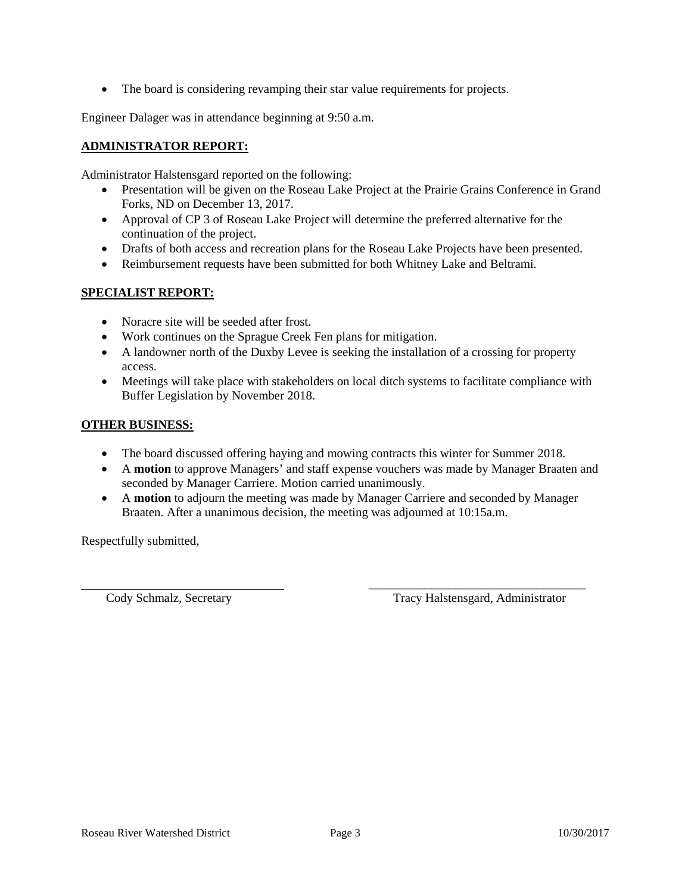- The board is considering revamping their star value requirements for projects.

Engineer Dalager was in attendance beginning at 9:50 a.m.

**ADMINISTRATOR REPORT:**

Administrator Halstensgard reported on the following:

- Presentation will be given on the Roseau Lake Project at the Prairie Grains Conference in Grand Forks, ND on December 13, 2017.
- Approval of CP 3 of Roseau Lake Project will determine the preferred alternative for the continuation of the project.
- Drafts of both access and recreation plans for the Roseau Lake Projects have been presented.
- Reimbursement requests have been submitted for both Whitney Lake and Beltrami.

**SPECIALIST REPORT:**

- Noracre site will be seeded after frost.
- Work continues on the Sprague Creek Fen plans for mitigation.
- A landowner north of the Duxby Levee is seeking the installation of a crossing for property access.
- Meetings will take place with stakeholders on local ditch systems to facilitate compliance with Buffer Legislation by November 2018.

**OTHER BUSINESS:**

- The board discussed offering haying and mowing contracts this winter for Summer 2018.
- A **motion** to approve Managers' and staff expense vouchers was made by Manager Braaten and seconded by Manager Carriere. Motion carried unanimously.
- A **motion** to adjourn the meeting was made by Manager Carriere and seconded by Manager Braaten. After a unanimous decision, the meeting was adjourned at 10:15a.m.

Respectfully submitted,

\_\_\_\_\_\_\_\_\_\_\_\_\_\_\_\_\_\_\_\_\_\_\_\_\_\_\_\_\_\_\_\_\_\_ \_\_\_\_\_\_\_\_\_\_\_\_\_\_\_\_\_\_\_\_\_\_\_\_\_\_\_\_\_\_\_\_\_\_\_\_

Cody Schmalz, Secretary Tracy Halstensgard, Administrator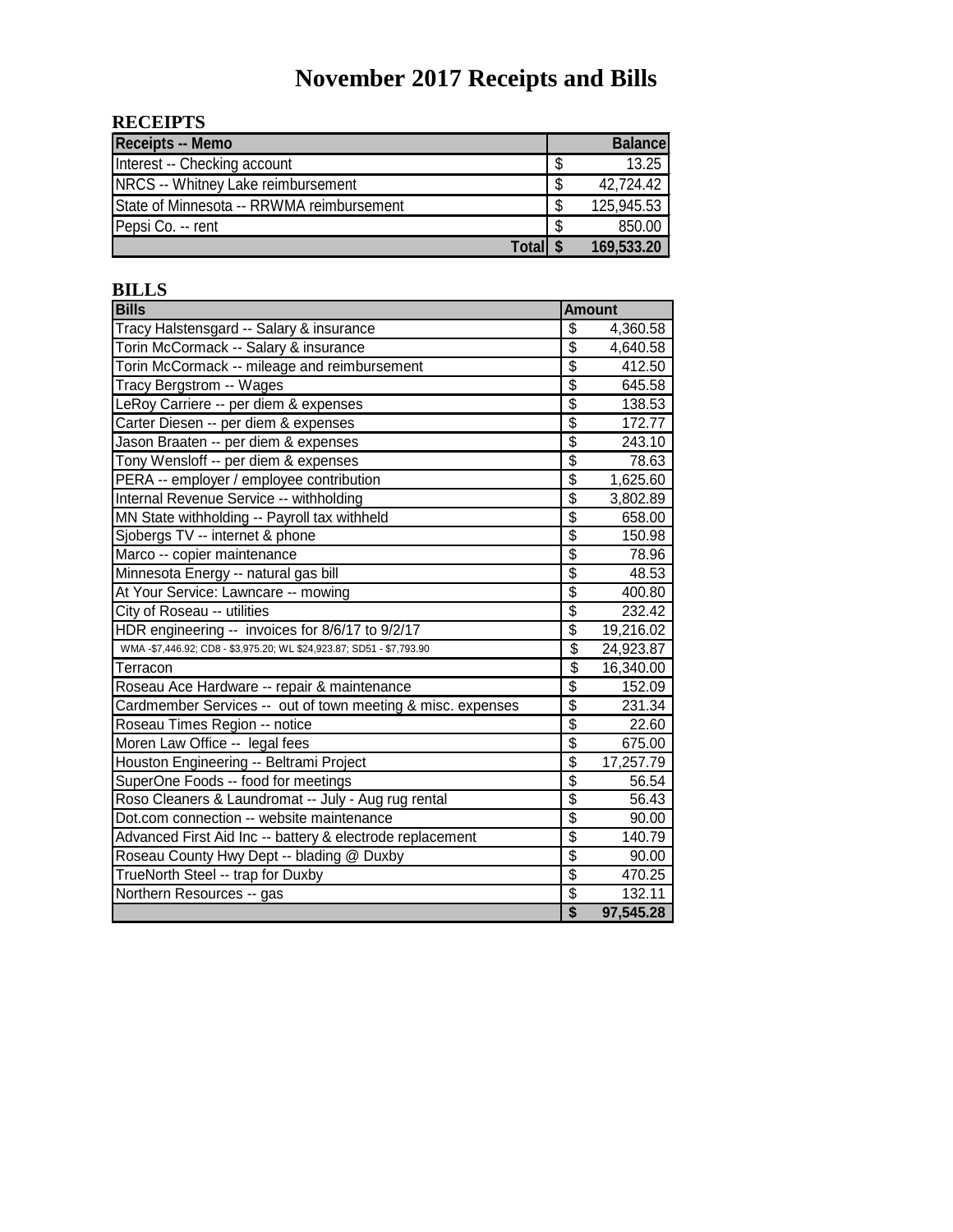# November 2017 Receipts and Bills

## RECEIPTS

| Receipts -- Memo | Balance |
|---|---|
| Interest -- Checking account | $ 13.25 |
| NRCS -- Whitney Lake reimbursement | $ 42,724.42 |
| State of Minnesota -- RRWMA reimbursement | $ 125,945.53 |
| Pepsi Co. -- rent | $ 850.00 |
| **Total** | **$ 169,533.20** |

## BILLS

| Bills | Amount |
|---|---|
| Tracy Halstensgard -- Salary & insurance | $ 4,360.58 |
| Torin McCormack -- Salary & insurance | $ 4,640.58 |
| Torin McCormack -- mileage and reimbursement | $ 412.50 |
| Tracy Bergstrom -- Wages | $ 645.58 |
| LeRoy Carriere -- per diem & expenses | $ 138.53 |
| Carter Diesen -- per diem & expenses | $ 172.77 |
| Jason Braaten -- per diem & expenses | $ 243.10 |
| Tony Wensloff -- per diem & expenses | $ 78.63 |
| PERA -- employer / employee contribution | $ 1,625.60 |
| Internal Revenue Service -- withholding | $ 3,802.89 |
| MN State withholding -- Payroll tax withheld | $ 658.00 |
| Sjobergs TV -- internet & phone | $ 150.98 |
| Marco -- copier maintenance | $ 78.96 |
| Minnesota Energy -- natural gas bill | $ 48.53 |
| At Your Service: Lawncare -- mowing | $ 400.80 |
| City of Roseau -- utilities | $ 232.42 |
| HDR engineering -- invoices for 8/6/17 to 9/2/17 | $ 19,216.02 |
| WMA -$7,446.92; CD8 - $3,975.20; WL $24,923.87; SD51 - $7,793.90 | $ 24,923.87 |
| Terracon | $ 16,340.00 |
| Roseau Ace Hardware -- repair & maintenance | $ 152.09 |
| Cardmember Services -- out of town meeting & misc. expenses | $ 231.34 |
| Roseau Times Region -- notice | $ 22.60 |
| Moren Law Office -- legal fees | $ 675.00 |
| Houston Engineering -- Beltrami Project | $ 17,257.79 |
| SuperOne Foods -- food for meetings | $ 56.54 |
| Roso Cleaners & Laundromat -- July - Aug rug rental | $ 56.43 |
| Dot.com connection -- website maintenance | $ 90.00 |
| Advanced First Aid Inc -- battery & electrode replacement | $ 140.79 |
| Roseau County Hwy Dept -- blading @ Duxby | $ 90.00 |
| TrueNorth Steel -- trap for Duxby | $ 470.25 |
| Northern Resources -- gas | $ 132.11 |
| | **$ 97,545.28** |